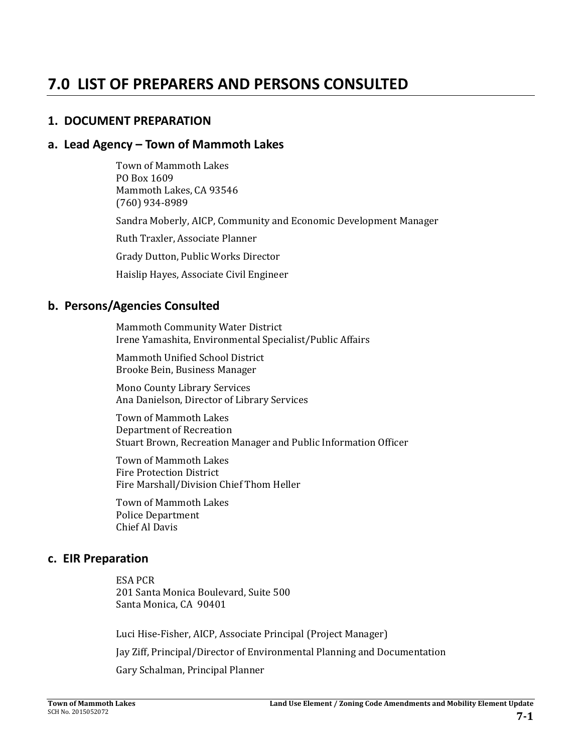# 7.0 LIST OF PREPARERS AND PERSONS CONSULTED

## 1. DOCUMENT PREPARATION

### a. Lead Agency – Town of Mammoth Lakes

Town of Mammoth Lakes
PO Box 1609
Mammoth Lakes, CA 93546
(760) 934-8989

Sandra Moberly, AICP, Community and Economic Development Manager

Ruth Traxler, Associate Planner

Grady Dutton, Public Works Director

Haislip Hayes, Associate Civil Engineer

### b. Persons/Agencies Consulted

Mammoth Community Water District
Irene Yamashita, Environmental Specialist/Public Affairs

Mammoth Unified School District
Brooke Bein, Business Manager

Mono County Library Services
Ana Danielson, Director of Library Services

Town of Mammoth Lakes
Department of Recreation
Stuart Brown, Recreation Manager and Public Information Officer

Town of Mammoth Lakes
Fire Protection District
Fire Marshall/Division Chief Thom Heller

Town of Mammoth Lakes
Police Department
Chief Al Davis

### c. EIR Preparation

ESA PCR
201 Santa Monica Boulevard, Suite 500
Santa Monica, CA 90401

Luci Hise-Fisher, AICP, Associate Principal (Project Manager)

Jay Ziff, Principal/Director of Environmental Planning and Documentation

Gary Schalman, Principal Planner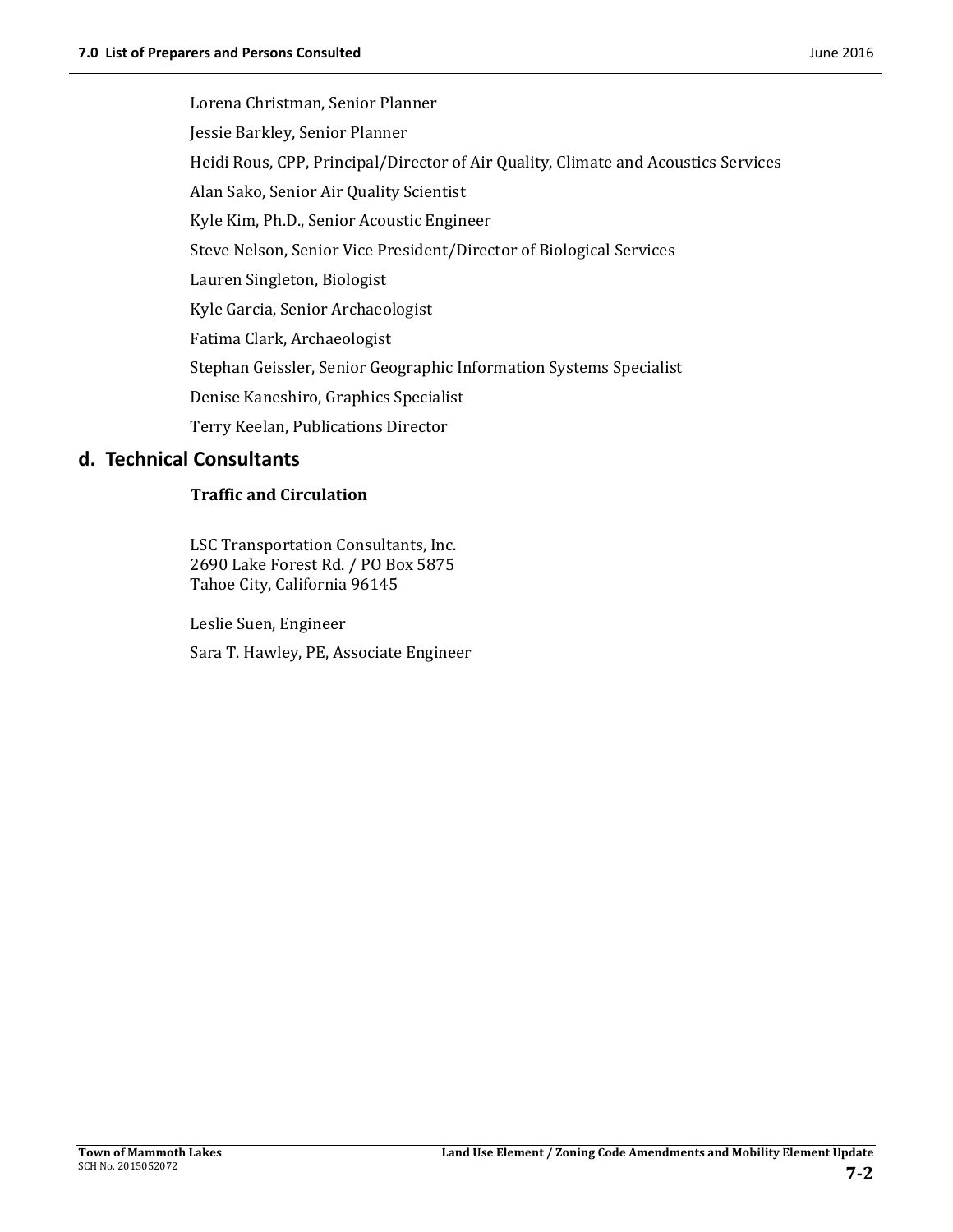Lorena Christman, Senior Planner

Jessie Barkley, Senior Planner

Heidi Rous, CPP, Principal/Director of Air Quality, Climate and Acoustics Services

Alan Sako, Senior Air Quality Scientist

Kyle Kim, Ph.D., Senior Acoustic Engineer

Steve Nelson, Senior Vice President/Director of Biological Services

Lauren Singleton, Biologist

Kyle Garcia, Senior Archaeologist

Fatima Clark, Archaeologist

Stephan Geissler, Senior Geographic Information Systems Specialist

Denise Kaneshiro, Graphics Specialist

Terry Keelan, Publications Director

## d. Technical Consultants

**Traffic and Circulation**

LSC Transportation Consultants, Inc.
2690 Lake Forest Rd. / PO Box 5875
Tahoe City, California 96145

Leslie Suen, Engineer

Sara T. Hawley, PE, Associate Engineer